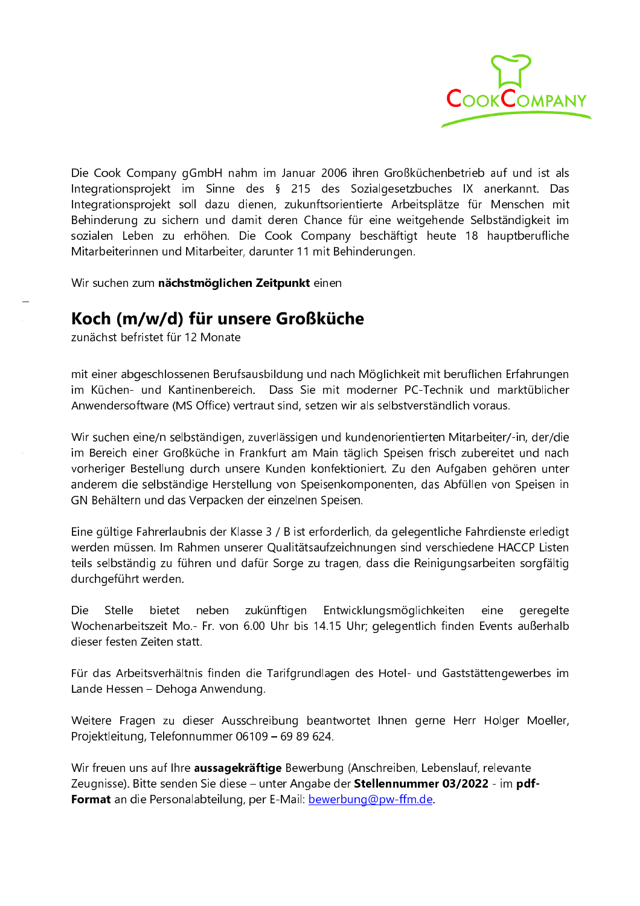CookCompany

Die Cook Company gGmbH nahm im Januar 2006 ihren Großküchenbetrieb auf und ist als Integrationsprojekt im Sinne des § 215 des Sozialgesetzbuches IX anerkannt. Das Integrationsprojekt soll dazu dienen, zukunftsorientierte Arbeitsplätze für Menschen mit Behinderung zu sichern und damit deren Chance für eine weitgehende Selbständigkeit im sozialen Leben zu erhöhen. Die Cook Company beschäftigt heute 18 hauptberufliche Mitarbeiterinnen und Mitarbeiter, darunter 11 mit Behinderungen.

Wir suchen zum **nächstmöglichen Zeitpunkt** einen

# Koch (m/w/d) für unsere Großküche

zunächst befristet für 12 Monate

mit einer abgeschlossenen Berufsausbildung und nach Möglichkeit mit beruflichen Erfahrungen im Küchen- und Kantinenbereich. Dass Sie mit moderner PC-Technik und marktüblicher Anwendersoftware (MS Office) vertraut sind, setzen wir als selbstverständlich voraus.

Wir suchen eine/n selbständigen, zuverlässigen und kundenorientierten Mitarbeiter/-in, der/die im Bereich einer Großküche in Frankfurt am Main täglich Speisen frisch zubereitet und nach vorheriger Bestellung durch unsere Kunden konfektioniert. Zu den Aufgaben gehören unter anderem die selbständige Herstellung von Speisenkomponenten, das Abfüllen von Speisen in GN Behältern und das Verpacken der einzelnen Speisen.

Eine gültige Fahrerlaubnis der Klasse 3 / B ist erforderlich, da gelegentliche Fahrdienste erledigt werden müssen. Im Rahmen unserer Qualitätsaufzeichnungen sind verschiedene HACCP Listen teils selbständig zu führen und dafür Sorge zu tragen, dass die Reinigungsarbeiten sorgfältig durchgeführt werden.

Die Stelle bietet neben zukünftigen Entwicklungsmöglichkeiten eine geregelte Wochenarbeitszeit Mo.- Fr. von 6.00 Uhr bis 14.15 Uhr; gelegentlich finden Events außerhalb dieser festen Zeiten statt.

Für das Arbeitsverhältnis finden die Tarifgrundlagen des Hotel- und Gaststättengewerbes im Lande Hessen – Dehoga Anwendung.

Weitere Fragen zu dieser Ausschreibung beantwortet Ihnen gerne Herr Holger Moeller, Projektleitung, Telefonnummer 06109 – 69 89 624.

Wir freuen uns auf Ihre **aussagekräftige** Bewerbung (Anschreiben, Lebenslauf, relevante Zeugnisse). Bitte senden Sie diese – unter Angabe der **Stellennummer 03/2022** - im **pdf-Format** an die Personalabteilung, per E-Mail: bewerbung@pw-ffm.de.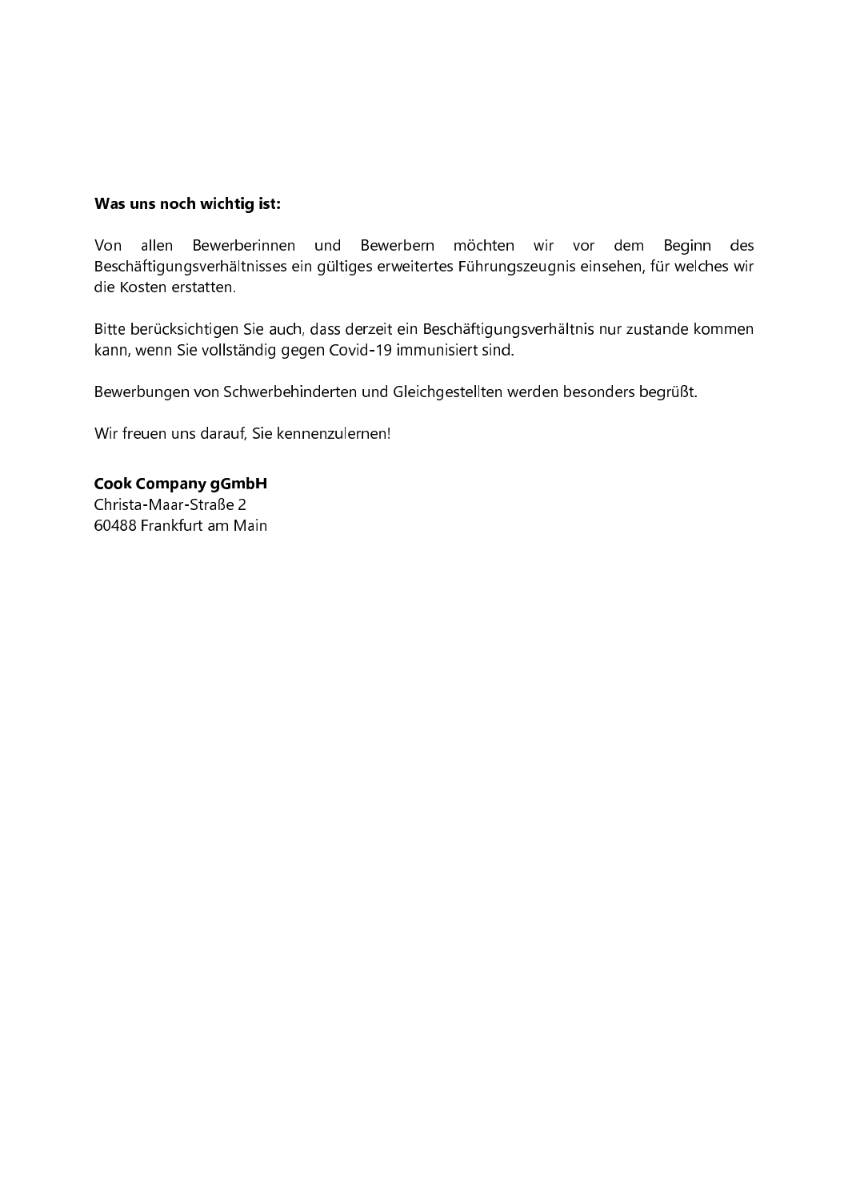**Was uns noch wichtig ist:**

Von allen Bewerberinnen und Bewerbern möchten wir vor dem Beginn des Beschäftigungsverhältnisses ein gültiges erweitertes Führungszeugnis einsehen, für welches wir die Kosten erstatten.

Bitte berücksichtigen Sie auch, dass derzeit ein Beschäftigungsverhältnis nur zustande kommen kann, wenn Sie vollständig gegen Covid-19 immunisiert sind.

Bewerbungen von Schwerbehinderten und Gleichgestellten werden besonders begrüßt.

Wir freuen uns darauf, Sie kennenzulernen!

**Cook Company gGmbH**
Christa-Maar-Straße 2
60488 Frankfurt am Main